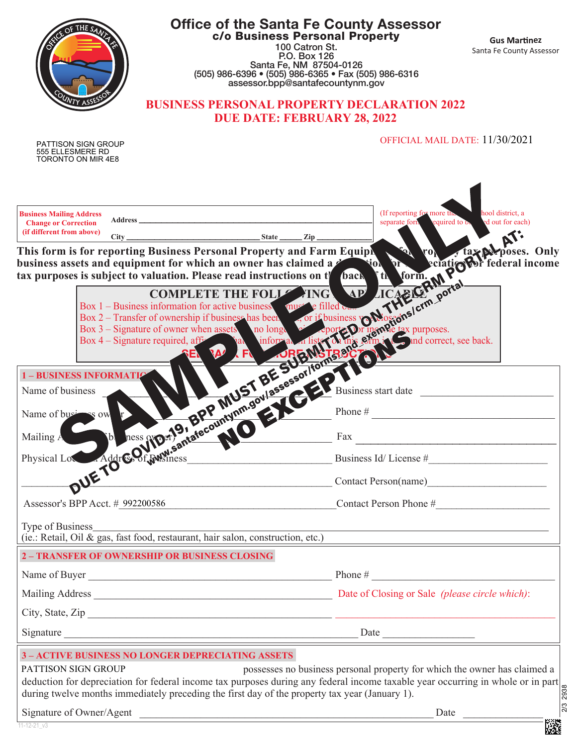# Office of the Santa Fe County Assessor

**c/o Business Personal Property**
100 Catron St.
P.O. Box 126
Santa Fe, NM 87504-0126
(505) 986-6396 • (505) 986-6365 • Fax (505) 986-6316
assessor.bpp@santafecountynm.gov

**Gus Martinez**
Santa Fe County Assessor

## BUSINESS PERSONAL PROPERTY DECLARATION 2022
## DUE DATE: FEBRUARY 28, 2022

OFFICIAL MAIL DATE: 11/30/2021

PATTISON SIGN GROUP
555 ELLESMERE RD
TORONTO ON MIR 4E8

SAMPLE ONLY

DUE TO COVID-19, BPP MUST BE SUBMITTED ON THE CRM PORTAL AT:
www.santafecountynm.gov/assessor/forms and exemptions/crm_portal
NO EXCEPTIONS

**Business Mailing Address Change or Correction (if different from above)**

Address ______________________________

City ______________________ State ______ Zip ______________

(If reporting for more than one school district, a separate form is required to be filled out for each)

**This form is for reporting Business Personal Property and Farm Equipment for property tax purposes. Only business assets and equipment for which an owner has claimed a deduction for depreciation for federal income tax purposes is subject to valuation. Please read instructions on the back of the form.**

### COMPLETE THE FOLLOWING AS APPLICABLE

- Box 1 – Business information for active businesses must be filled out.
- Box 2 – Transfer of ownership if business has been sold, or if business was closed.
- Box 3 – Signature of owner when assets are no longer being reported for income tax purposes.
- Box 4 – Signature required, affirming that information listed on this form is true and correct, see back.

**SEE BACK FOR MORE INSTRUCTIONS**

### 1 – BUSINESS INFORMATION

Name of business ______________________ Business start date ______________________

Name of business owner ______________________ Phone # ______________________

Mailing Address (business owner) ______________________ Fax ______________________

Physical Location Address of Business ______________________ Business Id/ License # ______________________

______________________ Contact Person(name) ______________________

Assessor's BPP Acct. # 992200586 ______________________ Contact Person Phone # ______________________

Type of Business ______________________
(ie.: Retail, Oil & gas, fast food, restaurant, hair salon, construction, etc.)

### 2 – TRANSFER OF OWNERSHIP OR BUSINESS CLOSING

Name of Buyer ______________________ Phone # ______________________

Mailing Address ______________________ Date of Closing or Sale *(please circle which)*:

City, State, Zip ______________________ ______________________

Signature ______________________ Date ______________________

### 3 – ACTIVE BUSINESS NO LONGER DEPRECIATING ASSETS

PATTISON SIGN GROUP possesses no business personal property for which the owner has claimed a deduction for depreciation for federal income tax purposes during any federal income taxable year occurring in whole or in part during twelve months immediately preceding the first day of the property tax year (January 1).

Signature of Owner/Agent ______________________ Date ______________________

11-12-21_v3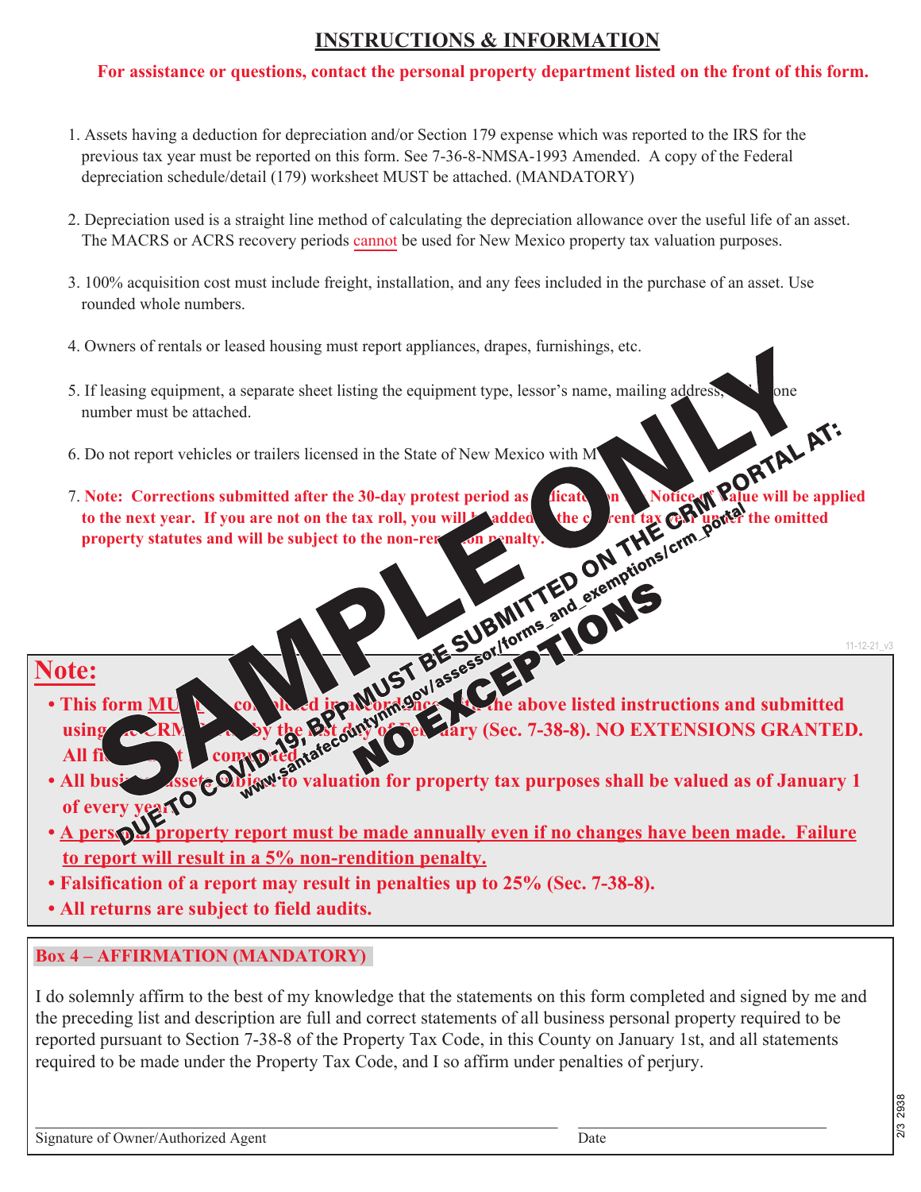# INSTRUCTIONS & INFORMATION

**For assistance or questions, contact the personal property department listed on the front of this form.**

1. Assets having a deduction for depreciation and/or Section 179 expense which was reported to the IRS for the previous tax year must be reported on this form. See 7-36-8-NMSA-1993 Amended. A copy of the Federal depreciation schedule/detail (179) worksheet MUST be attached. (MANDATORY)

2. Depreciation used is a straight line method of calculating the depreciation allowance over the useful life of an asset. The MACRS or ACRS recovery periods cannot be used for New Mexico property tax valuation purposes.

3. 100% acquisition cost must include freight, installation, and any fees included in the purchase of an asset. Use rounded whole numbers.

4. Owners of rentals or leased housing must report appliances, drapes, furnishings, etc.

5. If leasing equipment, a separate sheet listing the equipment type, lessor's name, mailing address, and phone number must be attached.

6. Do not report vehicles or trailers licensed in the State of New Mexico with M

7. **Note: Corrections submitted after the 30-day protest period as indicated on the Notice of Value will be applied to the next year. If you are not on the tax roll, you will be added to the current tax year under the omitted property statutes and will be subject to the non-rendition penalty.**

SAMPLE ONLY

DUE TO COVID-19, BPP MUST BE SUBMITTED ON THE CRM PORTAL AT: www.santafecountynm.gov/assessor/forms_and_exemptions/crm_portal

NO EXCEPTIONS

11-12-21_v3

## Note:

- **This form MUST be completed in accordance with the above listed instructions and submitted using the CRM portal by the last day of February (Sec. 7-38-8). NO EXTENSIONS GRANTED. All fields must be completed.**
- **All business assets subject to valuation for property tax purposes shall be valued as of January 1 of every year.**
- **A personal property report must be made annually even if no changes have been made. Failure to report will result in a 5% non-rendition penalty.**
- **Falsification of a report may result in penalties up to 25% (Sec. 7-38-8).**
- **All returns are subject to field audits.**

**Box 4 – AFFIRMATION (MANDATORY)**

I do solemnly affirm to the best of my knowledge that the statements on this form completed and signed by me and the preceding list and description are full and correct statements of all business personal property required to be reported pursuant to Section 7-38-8 of the Property Tax Code, in this County on January 1st, and all statements required to be made under the Property Tax Code, and I so affirm under penalties of perjury.

______________________________ Signature of Owner/Authorized Agent

______________________________ Date

2/3 2938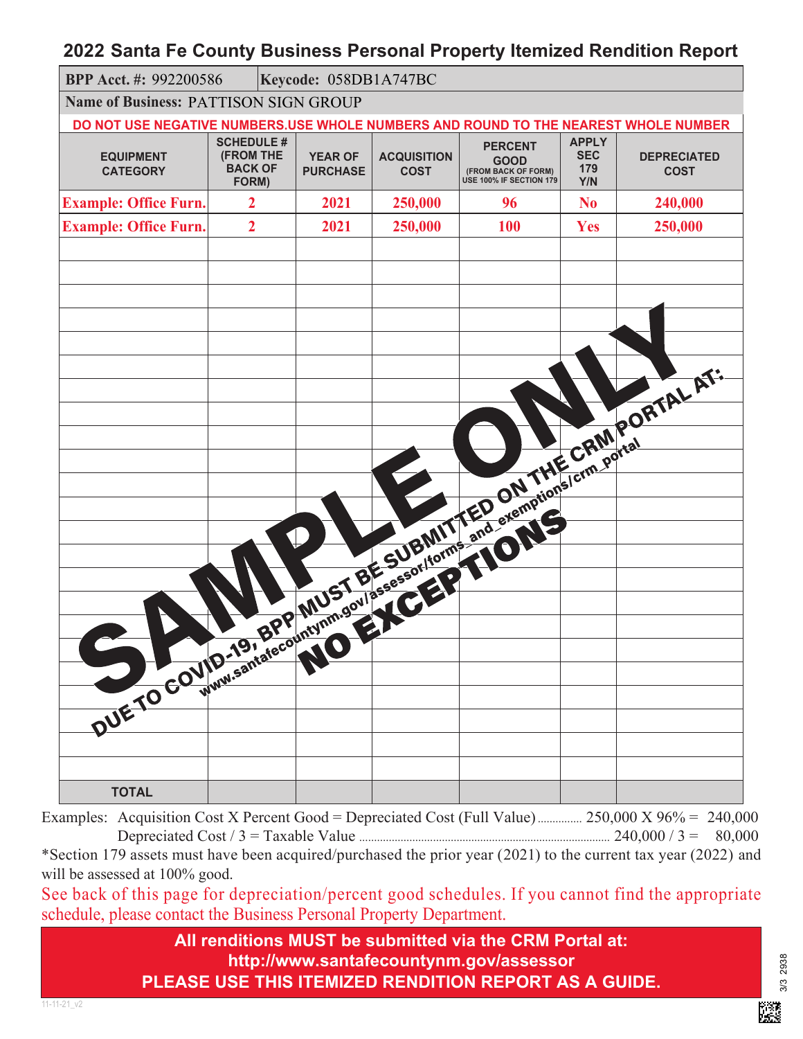# 2022 Santa Fe County Business Personal Property Itemized Rendition Report

| BPP Acct. #: 992200586 | Keycode: 058DB1A747BC |
|---|---|
| **Name of Business:** PATTISON SIGN GROUP | |

**DO NOT USE NEGATIVE NUMBERS.USE WHOLE NUMBERS AND ROUND TO THE NEAREST WHOLE NUMBER**

| EQUIPMENT CATEGORY | SCHEDULE # (FROM THE BACK OF FORM) | YEAR OF PURCHASE | ACQUISITION COST | PERCENT GOOD (FROM BACK OF FORM) USE 100% IF SECTION 179 | APPLY SEC 179 Y/N | DEPRECIATED COST |
|---|---|---|---|---|---|---|
| Example: Office Furn. | 2 | 2021 | 250,000 | 96 | No | 240,000 |
| Example: Office Furn. | 2 | 2021 | 250,000 | 100 | Yes | 250,000 |
| | | | | | | |
| | | | | | | |
| | | | | | | |
| | | | | | | |
| | | | | | | |
| | | | | | | |
| | | | | | | |
| | | | | | | |
| | | | | | | |
| | | | | | | |
| | | | | | | |
| | | | | | | |
| | | | | | | |
| | | | | | | |
| | | | | | | |
| | | | | | | |
| | | | | | | |
| | | | | | | |
| | | | | | | |
| | | | | | | |
| | | | | | | |
| **TOTAL** | | | | | | |

SAMPLE ONLY

DUE TO COVID-19, BPP MUST BE SUBMITTED ON THE CRM PORTAL AT: www.santafecountynm.gov/assessor/forms_and_exemptions/crm_portal NO EXCEPTIONS

Examples: Acquisition Cost X Percent Good = Depreciated Cost (Full Value) ............... 250,000 X 96% = 240,000

Depreciated Cost / 3 = Taxable Value ............ 240,000 / 3 = 80,000

*Section 179 assets must have been acquired/purchased the prior year (2021) to the current tax year (2022) and will be assessed at 100% good.

See back of this page for depreciation/percent good schedules. If you cannot find the appropriate schedule, please contact the Business Personal Property Department.

**All renditions MUST be submitted via the CRM Portal at:**
**http://www.santafecountynm.gov/assessor**
**PLEASE USE THIS ITEMIZED RENDITION REPORT AS A GUIDE.**

11-11-21_v2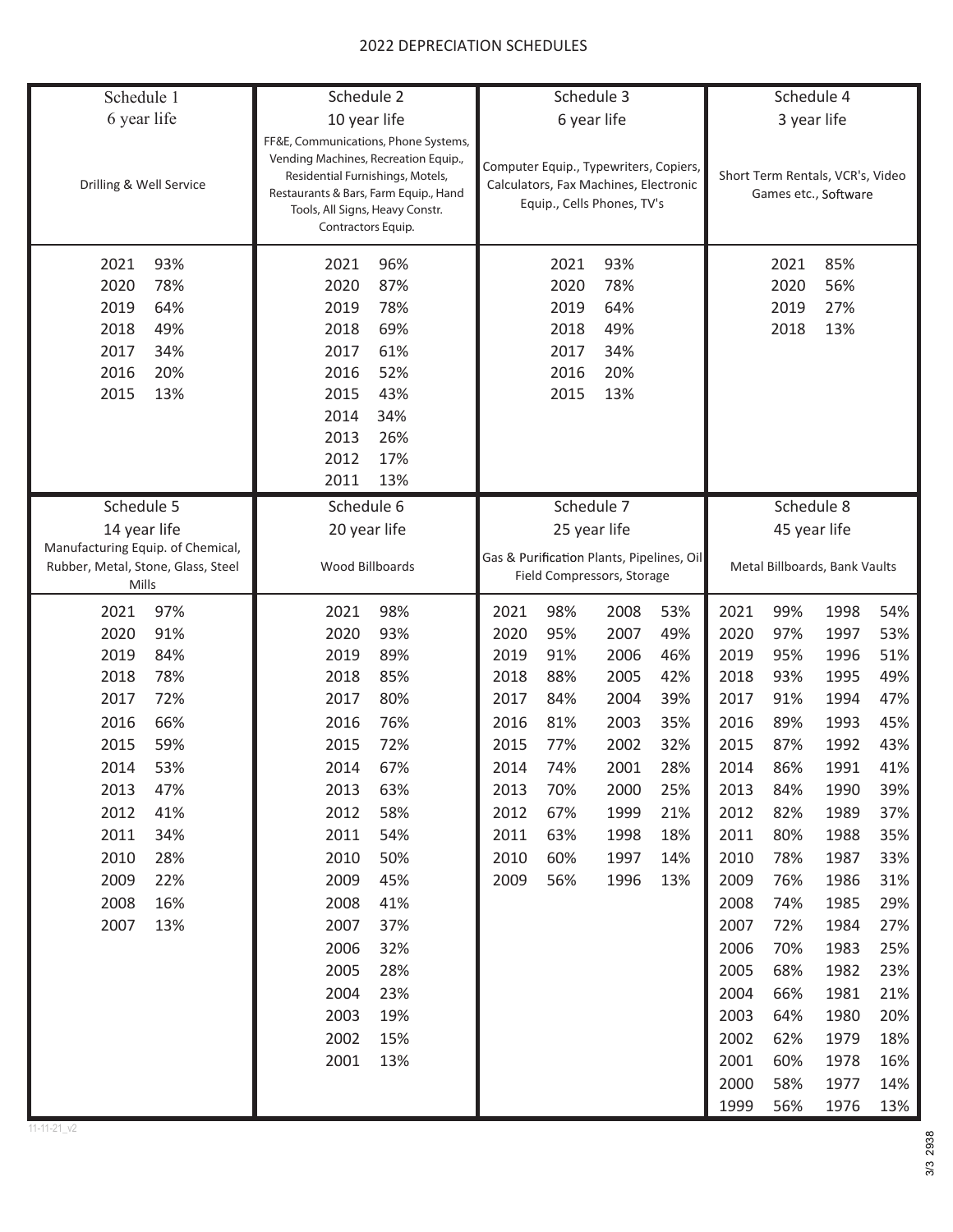# 2022 DEPRECIATION SCHEDULES

| Schedule 1 | Schedule 2 | Schedule 3 | Schedule 4 |
|---|---|---|---|
| 6 year life | 10 year life | 6 year life | 3 year life |
| Drilling & Well Service | FF&E, Communications, Phone Systems, Vending Machines, Recreation Equip., Residential Furnishings, Motels, Restaurants & Bars, Farm Equip., Hand Tools, All Signs, Heavy Constr. Contractors Equip. | Computer Equip., Typewriters, Copiers, Calculators, Fax Machines, Electronic Equip., Cells Phones, TV's | Short Term Rentals, VCR's, Video Games etc., Software |
| 2021 93% | 2021 96% | 2021 93% | 2021 85% |
| 2020 78% | 2020 87% | 2020 78% | 2020 56% |
| 2019 64% | 2019 78% | 2019 64% | 2019 27% |
| 2018 49% | 2018 69% | 2018 49% | 2018 13% |
| 2017 34% | 2017 61% | 2017 34% | |
| 2016 20% | 2016 52% | 2016 20% | |
| 2015 13% | 2015 43% | 2015 13% | |
| | 2014 34% | | |
| | 2013 26% | | |
| | 2012 17% | | |
| | 2011 13% | | |

| Schedule 5 | Schedule 6 | Schedule 7 | | Schedule 8 | |
|---|---|---|---|---|---|
| 14 year life | 20 year life | 25 year life | | 45 year life | |
| Manufacturing Equip. of Chemical, Rubber, Metal, Stone, Glass, Steel Mills | Wood Billboards | Gas & Purification Plants, Pipelines, Oil Field Compressors, Storage | | Metal Billboards, Bank Vaults | |
| 2021 97% | 2021 98% | 2021 98% | 2008 53% | 2021 99% | 1998 54% |
| 2020 91% | 2020 93% | 2020 95% | 2007 49% | 2020 97% | 1997 53% |
| 2019 84% | 2019 89% | 2019 91% | 2006 46% | 2019 95% | 1996 51% |
| 2018 78% | 2018 85% | 2018 88% | 2005 42% | 2018 93% | 1995 49% |
| 2017 72% | 2017 80% | 2017 84% | 2004 39% | 2017 91% | 1994 47% |
| 2016 66% | 2016 76% | 2016 81% | 2003 35% | 2016 89% | 1993 45% |
| 2015 59% | 2015 72% | 2015 77% | 2002 32% | 2015 87% | 1992 43% |
| 2014 53% | 2014 67% | 2014 74% | 2001 28% | 2014 86% | 1991 41% |
| 2013 47% | 2013 63% | 2013 70% | 2000 25% | 2013 84% | 1990 39% |
| 2012 41% | 2012 58% | 2012 67% | 1999 21% | 2012 82% | 1989 37% |
| 2011 34% | 2011 54% | 2011 63% | 1998 18% | 2011 80% | 1988 35% |
| 2010 28% | 2010 50% | 2010 60% | 1997 14% | 2010 78% | 1987 33% |
| 2009 22% | 2009 45% | 2009 56% | 1996 13% | 2009 76% | 1986 31% |
| 2008 16% | 2008 41% | | | 2008 74% | 1985 29% |
| 2007 13% | 2007 37% | | | 2007 72% | 1984 27% |
| | 2006 32% | | | 2006 70% | 1983 25% |
| | 2005 28% | | | 2005 68% | 1982 23% |
| | 2004 23% | | | 2004 66% | 1981 21% |
| | 2003 19% | | | 2003 64% | 1980 20% |
| | 2002 15% | | | 2002 62% | 1979 18% |
| | 2001 13% | | | 2001 60% | 1978 16% |
| | | | | 2000 58% | 1977 14% |
| | | | | 1999 56% | 1976 13% |

11-11-21_v2